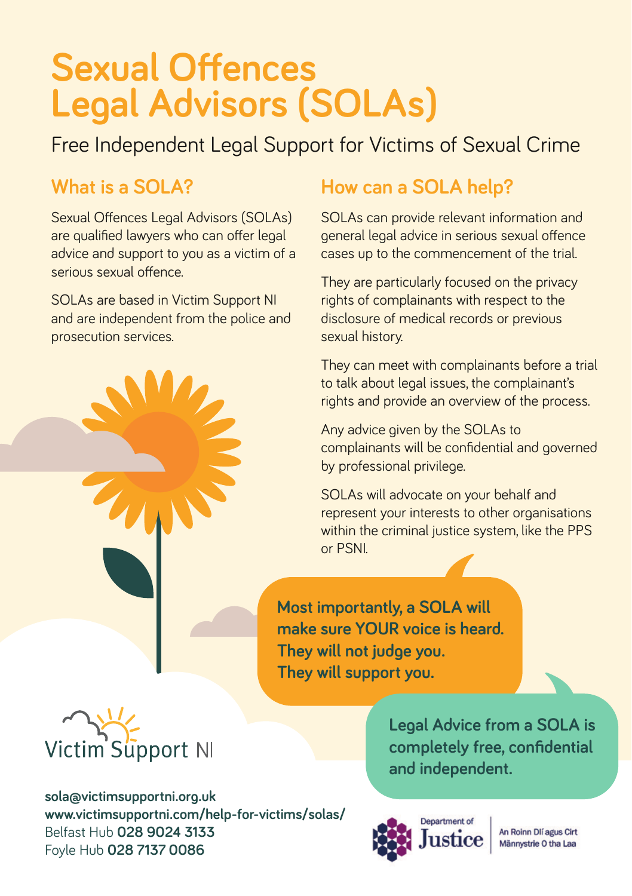# Sexual Offences Legal Advisors (SOLAs)

Free Independent Legal Support for Victims of Sexual Crime

## What is a SOLA?

Sexual Offences Legal Advisors (SOLAs) are qualified lawyers who can offer legal advice and support to you as a victim of a serious sexual offence.

SOLAs are based in Victim Support NI and are independent from the police and prosecution services.

## How can a SOLA help?

SOLAs can provide relevant information and general legal advice in serious sexual offence cases up to the commencement of the trial.

They are particularly focused on the privacy rights of complainants with respect to the disclosure of medical records or previous sexual history.

They can meet with complainants before a trial to talk about legal issues, the complainant's rights and provide an overview of the process.

Any advice given by the SOLAs to complainants will be confidential and governed by professional privilege.

SOLAs will advocate on your behalf and represent your interests to other organisations within the criminal justice system, like the PPS or PSNI.

**Most importantly, a SOLA will make sure YOUR voice is heard. They will not judge you. They will support you.**

**Legal Advice from a SOLA is completely free, confidential and independent.**

Victim Support NI

**sola@victimsupportni.org.uk**
**www.victimsupportni.com/help-for-victims/solas/**
Belfast Hub **028 9024 3133**
Foyle Hub **028 7137 0086**

Department of Justice | An Roinn Dlí agus Cirt | Männystrie O tha Laa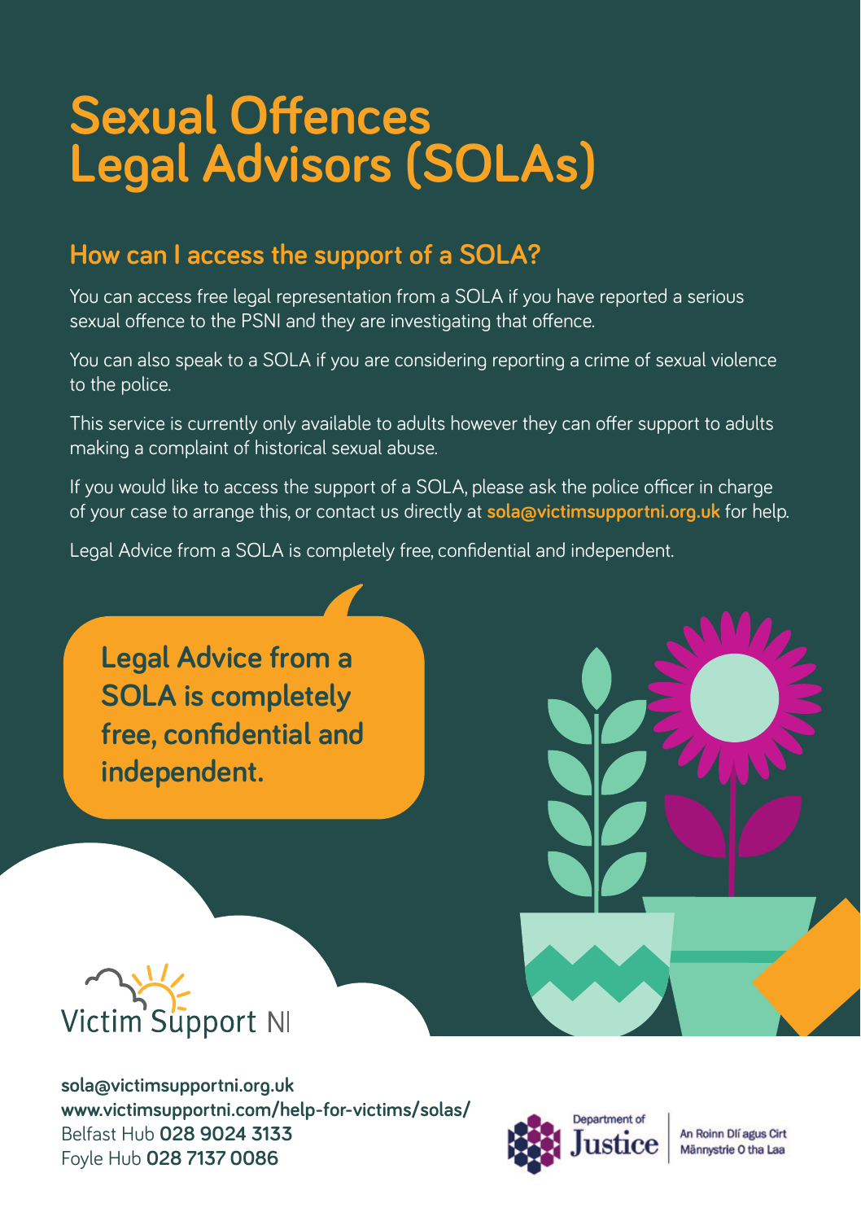# Sexual Offences Legal Advisors (SOLAs)

## How can I access the support of a SOLA?

You can access free legal representation from a SOLA if you have reported a serious sexual offence to the PSNI and they are investigating that offence.

You can also speak to a SOLA if you are considering reporting a crime of sexual violence to the police.

This service is currently only available to adults however they can offer support to adults making a complaint of historical sexual abuse.

If you would like to access the support of a SOLA, please ask the police officer in charge of your case to arrange this, or contact us directly at **sola@victimsupportni.org.uk** for help.

Legal Advice from a SOLA is completely free, confidential and independent.

**Legal Advice from a SOLA is completely free, confidential and independent.**

Victim Support NI

**sola@victimsupportni.org.uk**
**www.victimsupportni.com/help-for-victims/solas/**
Belfast Hub **028 9024 3133**
Foyle Hub **028 7137 0086**

Department of Justice
An Roinn Dlí agus Cirt
Männystrie O tha Laa